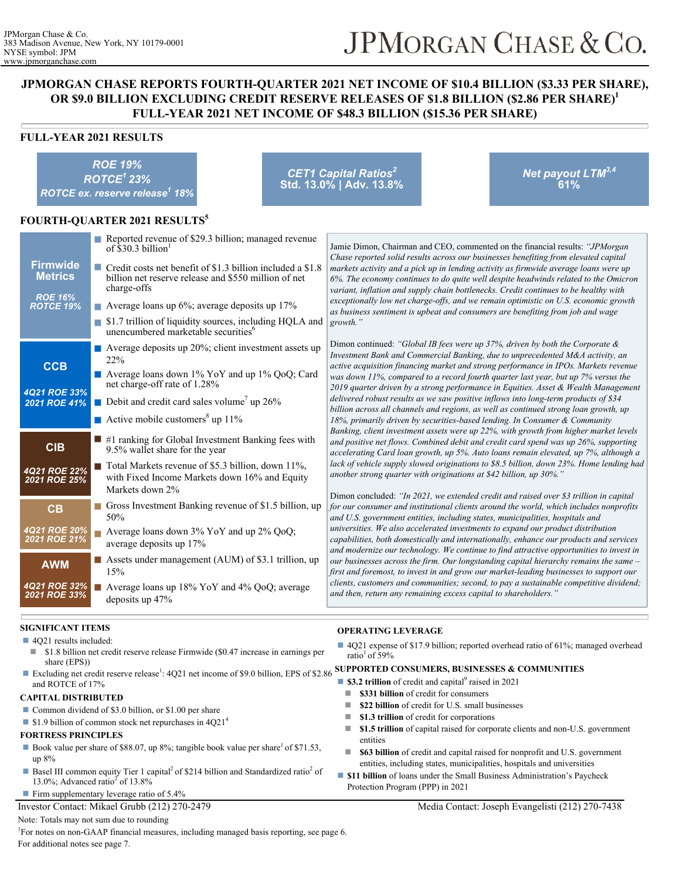JPMorgan Chase & Co.
383 Madison Avenue, New York, NY 10179-0001
NYSE symbol: JPM
www.jpmorganchase.com

JPMORGAN CHASE & CO.

# JPMORGAN CHASE REPORTS FOURTH-QUARTER 2021 NET INCOME OF $10.4 BILLION ($3.33 PER SHARE), OR $9.0 BILLION EXCLUDING CREDIT RESERVE RELEASES OF $1.8 BILLION ($2.86 PER SHARE)[1] FULL-YEAR 2021 NET INCOME OF $48.3 BILLION ($15.36 PER SHARE)

## FULL-YEAR 2021 RESULTS

| *ROE 19%* *ROTCE[1] 23%* *ROTCE ex. reserve release[1] 18%* | *CET1 Capital Ratios[2]* Std. 13.0% \| Adv. 13.8% | *Net payout LTM[3,4]* 61% |
|---|---|---|

## FOURTH-QUARTER 2021 RESULTS[5]

**Firmwide Metrics** (*ROE 16%*, *ROTCE 19%*)
- Reported revenue of $29.3 billion; managed revenue of $30.3 billion[1]
- Credit costs net benefit of $1.3 billion included a $1.8 billion net reserve release and $550 million of net charge-offs
- Average loans up 6%; average deposits up 17%
- $1.7 trillion of liquidity sources, including HQLA and unencumbered marketable securities[6]

**CCB** (*4Q21 ROE 33%*, *2021 ROE 41%*)
- Average deposits up 20%; client investment assets up 22%
- Average loans down 1% YoY and up 1% QoQ; Card net charge-off rate of 1.28%
- Debit and credit card sales volume[7] up 26%
- Active mobile customers[8] up 11%

**CIB** (*4Q21 ROE 22%*, *2021 ROE 25%*)
- #1 ranking for Global Investment Banking fees with 9.5% wallet share for the year
- Total Markets revenue of $5.3 billion, down 11%, with Fixed Income Markets down 16% and Equity Markets down 2%

**CB** (*4Q21 ROE 20%*, *2021 ROE 21%*)
- Gross Investment Banking revenue of $1.5 billion, up 50%
- Average loans down 3% YoY and up 2% QoQ; average deposits up 17%

**AWM** (*4Q21 ROE 32%*, *2021 ROE 33%*)
- Assets under management (AUM) of $3.1 trillion, up 15%
- Average loans up 18% YoY and 4% QoQ; average deposits up 47%

Jamie Dimon, Chairman and CEO, commented on the financial results: *"JPMorgan Chase reported solid results across our businesses benefiting from elevated capital markets activity and a pick up in lending activity as firmwide average loans were up 6%. The economy continues to do quite well despite headwinds related to the Omicron variant, inflation and supply chain bottlenecks. Credit continues to be healthy with exceptionally low net charge-offs, and we remain optimistic on U.S. economic growth as business sentiment is upbeat and consumers are benefiting from job and wage growth."*

Dimon continued: *"Global IB fees were up 37%, driven by both the Corporate & Investment Bank and Commercial Banking, due to unprecedented M&A activity, an active acquisition financing market and strong performance in IPOs. Markets revenue was down 11%, compared to a record fourth quarter last year, but up 7% versus the 2019 quarter driven by a strong performance in Equities. Asset & Wealth Management delivered robust results as we saw positive inflows into long-term products of $34 billion across all channels and regions, as well as continued strong loan growth, up 18%, primarily driven by securities-based lending. In Consumer & Community Banking, client investment assets were up 22%, with growth from higher market levels and positive net flows. Combined debit and credit card spend was up 26%, supporting accelerating Card loan growth, up 5%. Auto loans remain elevated, up 7%, although a lack of vehicle supply slowed originations to $8.5 billion, down 23%. Home lending had another strong quarter with originations at $42 billion, up 30%."*

Dimon concluded: *"In 2021, we extended credit and raised over $3 trillion in capital for our consumer and institutional clients around the world, which includes nonprofits and U.S. government entities, including states, municipalities, hospitals and universities. We also accelerated investments to expand our product distribution capabilities, both domestically and internationally, enhance our products and services and modernize our technology. We continue to find attractive opportunities to invest in our businesses across the firm. Our longstanding capital hierarchy remains the same – first and foremost, to invest in and grow our market-leading businesses to support our clients, customers and communities; second, to pay a sustainable competitive dividend; and then, return any remaining excess capital to shareholders."*

### SIGNIFICANT ITEMS

- 4Q21 results included:
  - $1.8 billion net credit reserve release Firmwide ($0.47 increase in earnings per share (EPS))
- Excluding net credit reserve release[1]: 4Q21 net income of $9.0 billion, EPS of $2.86 and ROTCE of 17%

### CAPITAL DISTRIBUTED

- Common dividend of $3.0 billion, or $1.00 per share
- $1.9 billion of common stock net repurchases in 4Q21[4]

### FORTRESS PRINCIPLES

- Book value per share of $88.07, up 8%; tangible book value per share[1] of $71.53, up 8%
- Basel III common equity Tier 1 capital[2] of $214 billion and Standardized ratio[2] of 13.0%; Advanced ratio[2] of 13.8%
- Firm supplementary leverage ratio of 5.4%

### OPERATING LEVERAGE

- 4Q21 expense of $17.9 billion; reported overhead ratio of 61%; managed overhead ratio[1] of 59%

### SUPPORTED CONSUMERS, BUSINESSES & COMMUNITIES

- **$3.2 trillion** of credit and capital[9] raised in 2021
  - **$331 billion** of credit for consumers
  - **$22 billion** of credit for U.S. small businesses
  - **$1.3 trillion** of credit for corporations
  - **$1.5 trillion** of capital raised for corporate clients and non-U.S. government entities
  - **$63 billion** of credit and capital raised for nonprofit and U.S. government entities, including states, municipalities, hospitals and universities
- **$11 billion** of loans under the Small Business Administration's Paycheck Protection Program (PPP) in 2021

Investor Contact: Mikael Grubb (212) 270-2479

Media Contact: Joseph Evangelisti (212) 270-7438

Note: Totals may not sum due to rounding

[1]For notes on non-GAAP financial measures, including managed basis reporting, see page 6.
For additional notes see page 7.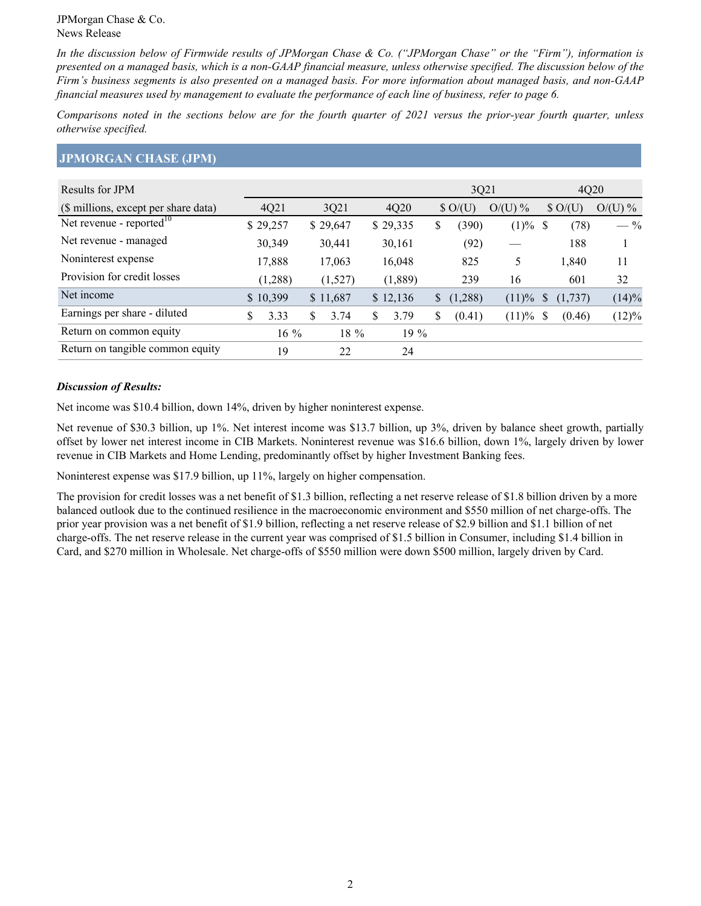JPMorgan Chase & Co.
News Release

*In the discussion below of Firmwide results of JPMorgan Chase & Co. ("JPMorgan Chase" or the "Firm"), information is presented on a managed basis, which is a non-GAAP financial measure, unless otherwise specified. The discussion below of the Firm's business segments is also presented on a managed basis. For more information about managed basis, and non-GAAP financial measures used by management to evaluate the performance of each line of business, refer to page 6.*

*Comparisons noted in the sections below are for the fourth quarter of 2021 versus the prior-year fourth quarter, unless otherwise specified.*

## JPMORGAN CHASE (JPM)

| Results for JPM | | | | 3Q21 | | 4Q20 | |
|---|---|---|---|---|---|---|---|
| ($ millions, except per share data) | 4Q21 | 3Q21 | 4Q20 | $ O/(U) | O/(U) % | $ O/(U) | O/(U) % |
| Net revenue - reported[10] | $ 29,257 | $ 29,647 | $ 29,335 | $ (390) | (1)% | $ (78) | — % |
| Net revenue - managed | 30,349 | 30,441 | 30,161 | (92) | — | 188 | 1 |
| Noninterest expense | 17,888 | 17,063 | 16,048 | 825 | 5 | 1,840 | 11 |
| Provision for credit losses | (1,288) | (1,527) | (1,889) | 239 | 16 | 601 | 32 |
| Net income | $ 10,399 | $ 11,687 | $ 12,136 | $ (1,288) | (11)% | $ (1,737) | (14)% |
| Earnings per share - diluted | $ 3.33 | $ 3.74 | $ 3.79 | $ (0.41) | (11)% | $ (0.46) | (12)% |
| Return on common equity | 16 % | 18 % | 19 % | | | | |
| Return on tangible common equity | 19 | 22 | 24 | | | | |

***Discussion of Results:***

Net income was $10.4 billion, down 14%, driven by higher noninterest expense.

Net revenue of $30.3 billion, up 1%. Net interest income was $13.7 billion, up 3%, driven by balance sheet growth, partially offset by lower net interest income in CIB Markets. Noninterest revenue was $16.6 billion, down 1%, largely driven by lower revenue in CIB Markets and Home Lending, predominantly offset by higher Investment Banking fees.

Noninterest expense was $17.9 billion, up 11%, largely on higher compensation.

The provision for credit losses was a net benefit of $1.3 billion, reflecting a net reserve release of $1.8 billion driven by a more balanced outlook due to the continued resilience in the macroeconomic environment and $550 million of net charge-offs. The prior year provision was a net benefit of $1.9 billion, reflecting a net reserve release of $2.9 billion and $1.1 billion of net charge-offs. The net reserve release in the current year was comprised of $1.5 billion in Consumer, including $1.4 billion in Card, and $270 million in Wholesale. Net charge-offs of $550 million were down $500 million, largely driven by Card.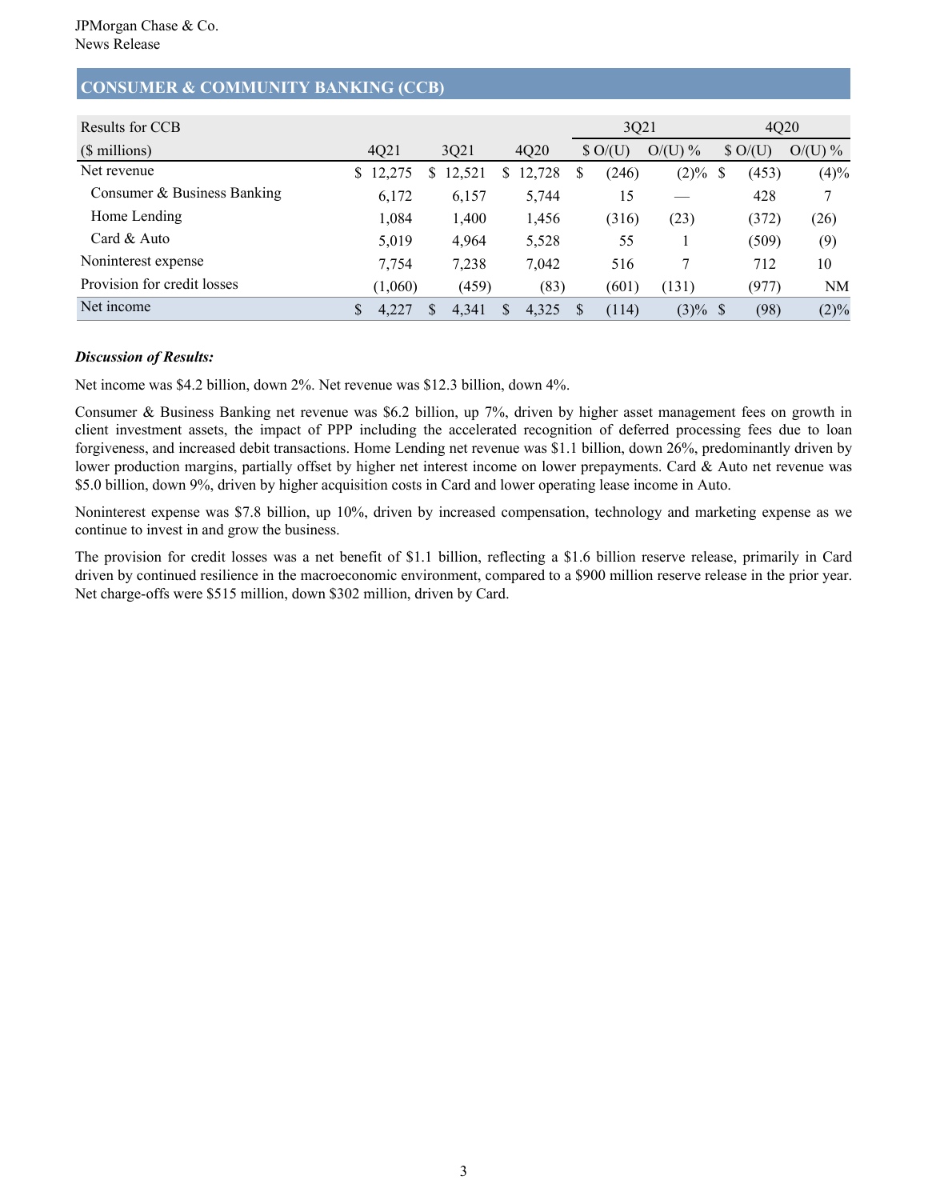## CONSUMER & COMMUNITY BANKING (CCB)

| Results for CCB | | | | 3Q21 | | 4Q20 | |
|---|---|---|---|---|---|---|---|
| ($ millions) | 4Q21 | 3Q21 | 4Q20 | $ O/(U) | O/(U) % | $ O/(U) | O/(U) % |
| Net revenue | $ 12,275 | $ 12,521 | $ 12,728 | $ (246) | (2)% | $ (453) | (4)% |
| Consumer & Business Banking | 6,172 | 6,157 | 5,744 | 15 | — | 428 | 7 |
| Home Lending | 1,084 | 1,400 | 1,456 | (316) | (23) | (372) | (26) |
| Card & Auto | 5,019 | 4,964 | 5,528 | 55 | 1 | (509) | (9) |
| Noninterest expense | 7,754 | 7,238 | 7,042 | 516 | 7 | 712 | 10 |
| Provision for credit losses | (1,060) | (459) | (83) | (601) | (131) | (977) | NM |
| Net income | $ 4,227 | $ 4,341 | $ 4,325 | $ (114) | (3)% | $ (98) | (2)% |

***Discussion of Results:***

Net income was $4.2 billion, down 2%. Net revenue was $12.3 billion, down 4%.

Consumer & Business Banking net revenue was $6.2 billion, up 7%, driven by higher asset management fees on growth in client investment assets, the impact of PPP including the accelerated recognition of deferred processing fees due to loan forgiveness, and increased debit transactions. Home Lending net revenue was $1.1 billion, down 26%, predominantly driven by lower production margins, partially offset by higher net interest income on lower prepayments. Card & Auto net revenue was $5.0 billion, down 9%, driven by higher acquisition costs in Card and lower operating lease income in Auto.

Noninterest expense was $7.8 billion, up 10%, driven by increased compensation, technology and marketing expense as we continue to invest in and grow the business.

The provision for credit losses was a net benefit of $1.1 billion, reflecting a $1.6 billion reserve release, primarily in Card driven by continued resilience in the macroeconomic environment, compared to a $900 million reserve release in the prior year. Net charge-offs were $515 million, down $302 million, driven by Card.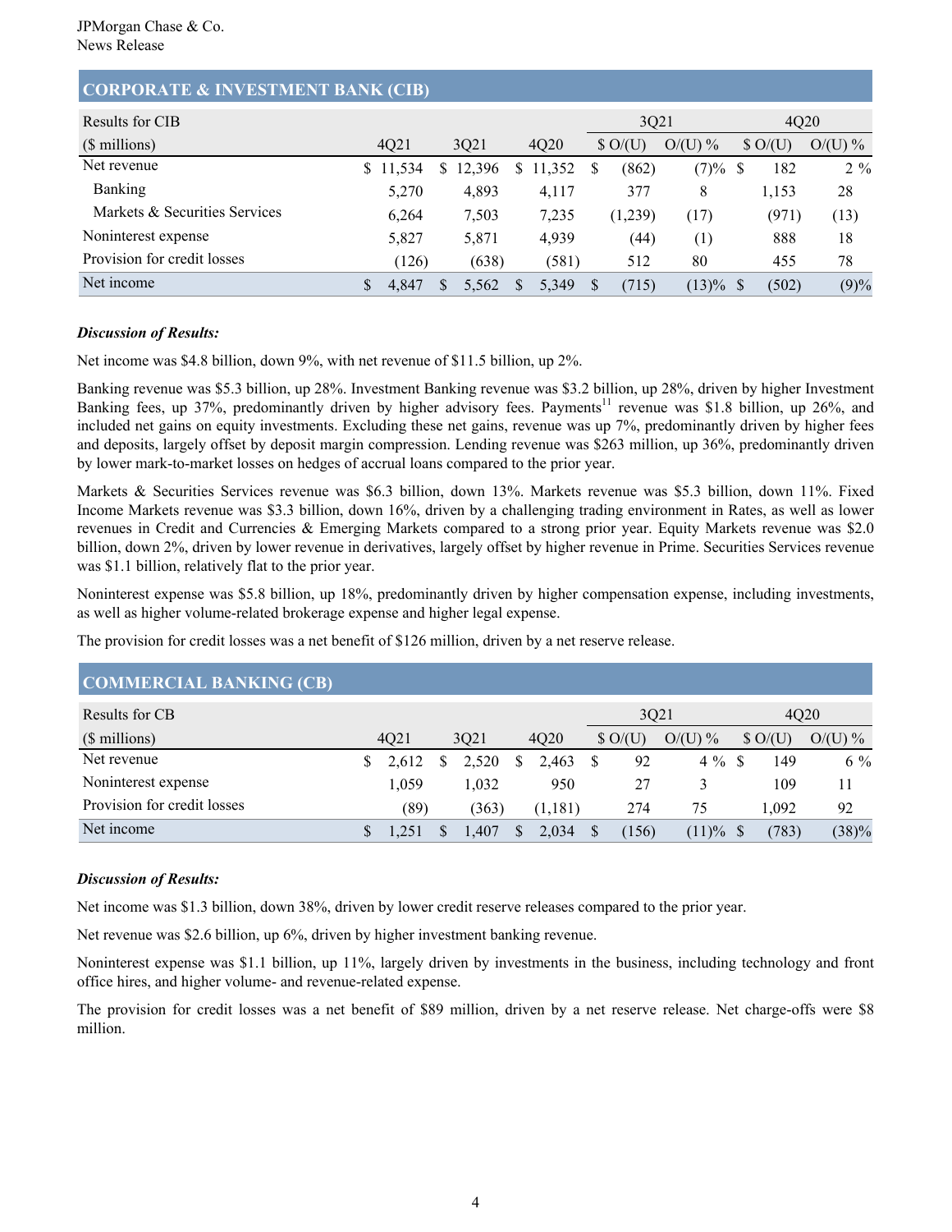## CORPORATE & INVESTMENT BANK (CIB)

| Results for CIB | | | | 3Q21 | | 4Q20 | |
|---|---|---|---|---|---|---|---|
| ($ millions) | 4Q21 | 3Q21 | 4Q20 | $ O/(U) | O/(U) % | $ O/(U) | O/(U) % |
| Net revenue | $ 11,534 | $ 12,396 | $ 11,352 | $ (862) | (7)% | $ 182 | 2 % |
| Banking | 5,270 | 4,893 | 4,117 | 377 | 8 | 1,153 | 28 |
| Markets & Securities Services | 6,264 | 7,503 | 7,235 | (1,239) | (17) | (971) | (13) |
| Noninterest expense | 5,827 | 5,871 | 4,939 | (44) | (1) | 888 | 18 |
| Provision for credit losses | (126) | (638) | (581) | 512 | 80 | 455 | 78 |
| Net income | $ 4,847 | $ 5,562 | $ 5,349 | $ (715) | (13)% | $ (502) | (9)% |

***Discussion of Results:***

Net income was $4.8 billion, down 9%, with net revenue of $11.5 billion, up 2%.

Banking revenue was $5.3 billion, up 28%. Investment Banking revenue was $3.2 billion, up 28%, driven by higher Investment Banking fees, up 37%, predominantly driven by higher advisory fees. Payments[11] revenue was $1.8 billion, up 26%, and included net gains on equity investments. Excluding these net gains, revenue was up 7%, predominantly driven by higher fees and deposits, largely offset by deposit margin compression. Lending revenue was $263 million, up 36%, predominantly driven by lower mark-to-market losses on hedges of accrual loans compared to the prior year.

Markets & Securities Services revenue was $6.3 billion, down 13%. Markets revenue was $5.3 billion, down 11%. Fixed Income Markets revenue was $3.3 billion, down 16%, driven by a challenging trading environment in Rates, as well as lower revenues in Credit and Currencies & Emerging Markets compared to a strong prior year. Equity Markets revenue was $2.0 billion, down 2%, driven by lower revenue in derivatives, largely offset by higher revenue in Prime. Securities Services revenue was $1.1 billion, relatively flat to the prior year.

Noninterest expense was $5.8 billion, up 18%, predominantly driven by higher compensation expense, including investments, as well as higher volume-related brokerage expense and higher legal expense.

The provision for credit losses was a net benefit of $126 million, driven by a net reserve release.

## COMMERCIAL BANKING (CB)

| Results for CB | | | | 3Q21 | | 4Q20 | |
|---|---|---|---|---|---|---|---|
| ($ millions) | 4Q21 | 3Q21 | 4Q20 | $ O/(U) | O/(U) % | $ O/(U) | O/(U) % |
| Net revenue | $ 2,612 | $ 2,520 | $ 2,463 | $ 92 | 4 % | $ 149 | 6 % |
| Noninterest expense | 1,059 | 1,032 | 950 | 27 | 3 | 109 | 11 |
| Provision for credit losses | (89) | (363) | (1,181) | 274 | 75 | 1,092 | 92 |
| Net income | $ 1,251 | $ 1,407 | $ 2,034 | $ (156) | (11)% | $ (783) | (38)% |

***Discussion of Results:***

Net income was $1.3 billion, down 38%, driven by lower credit reserve releases compared to the prior year.

Net revenue was $2.6 billion, up 6%, driven by higher investment banking revenue.

Noninterest expense was $1.1 billion, up 11%, largely driven by investments in the business, including technology and front office hires, and higher volume- and revenue-related expense.

The provision for credit losses was a net benefit of $89 million, driven by a net reserve release. Net charge-offs were $8 million.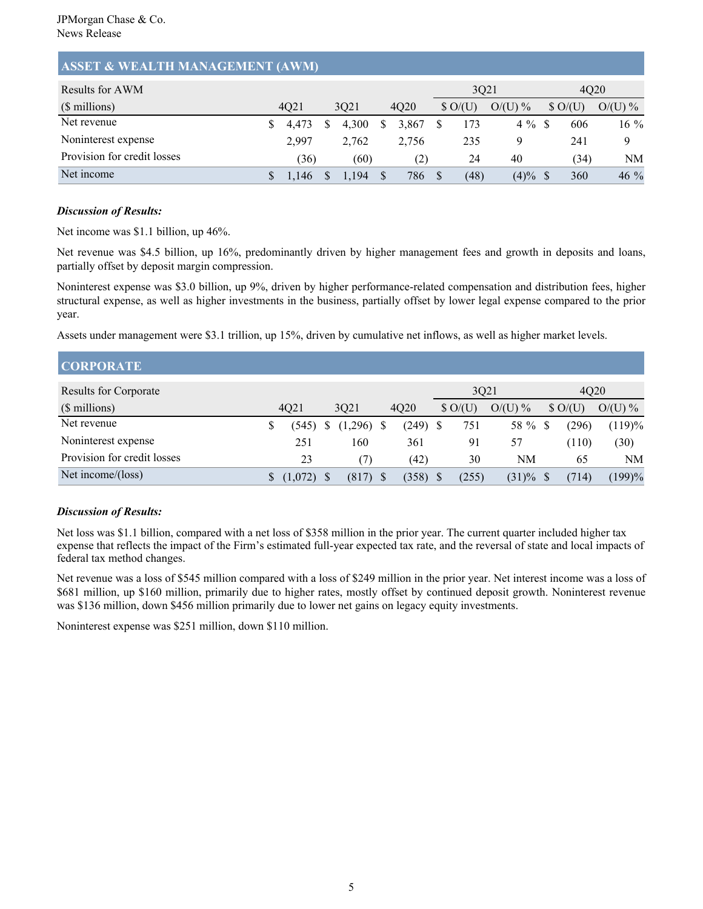## ASSET & WEALTH MANAGEMENT (AWM)

| Results for AWM | | | | 3Q21 | | 4Q20 | |
|---|---|---|---|---|---|---|---|
| ($ millions) | 4Q21 | 3Q21 | 4Q20 | $ O/(U) | O/(U) % | $ O/(U) | O/(U) % |
| Net revenue | $ 4,473 | $ 4,300 | $ 3,867 | $ 173 | 4 % | $ 606 | 16 % |
| Noninterest expense | 2,997 | 2,762 | 2,756 | 235 | 9 | 241 | 9 |
| Provision for credit losses | (36) | (60) | (2) | 24 | 40 | (34) | NM |
| Net income | $ 1,146 | $ 1,194 | $ 786 | $ (48) | (4)% | $ 360 | 46 % |

***Discussion of Results:***

Net income was $1.1 billion, up 46%.

Net revenue was $4.5 billion, up 16%, predominantly driven by higher management fees and growth in deposits and loans, partially offset by deposit margin compression.

Noninterest expense was $3.0 billion, up 9%, driven by higher performance-related compensation and distribution fees, higher structural expense, as well as higher investments in the business, partially offset by lower legal expense compared to the prior year.

Assets under management were $3.1 trillion, up 15%, driven by cumulative net inflows, as well as higher market levels.

## CORPORATE

| Results for Corporate | | | | 3Q21 | | 4Q20 | |
|---|---|---|---|---|---|---|---|
| ($ millions) | 4Q21 | 3Q21 | 4Q20 | $ O/(U) | O/(U) % | $ O/(U) | O/(U) % |
| Net revenue | $ (545) | $ (1,296) | $ (249) | $ 751 | 58 % | $ (296) | (119)% |
| Noninterest expense | 251 | 160 | 361 | 91 | 57 | (110) | (30) |
| Provision for credit losses | 23 | (7) | (42) | 30 | NM | 65 | NM |
| Net income/(loss) | $ (1,072) | $ (817) | $ (358) | $ (255) | (31)% | $ (714) | (199)% |

***Discussion of Results:***

Net loss was $1.1 billion, compared with a net loss of $358 million in the prior year. The current quarter included higher tax expense that reflects the impact of the Firm's estimated full-year expected tax rate, and the reversal of state and local impacts of federal tax method changes.

Net revenue was a loss of $545 million compared with a loss of $249 million in the prior year. Net interest income was a loss of $681 million, up $160 million, primarily due to higher rates, mostly offset by continued deposit growth. Noninterest revenue was $136 million, down $456 million primarily due to lower net gains on legacy equity investments.

Noninterest expense was $251 million, down $110 million.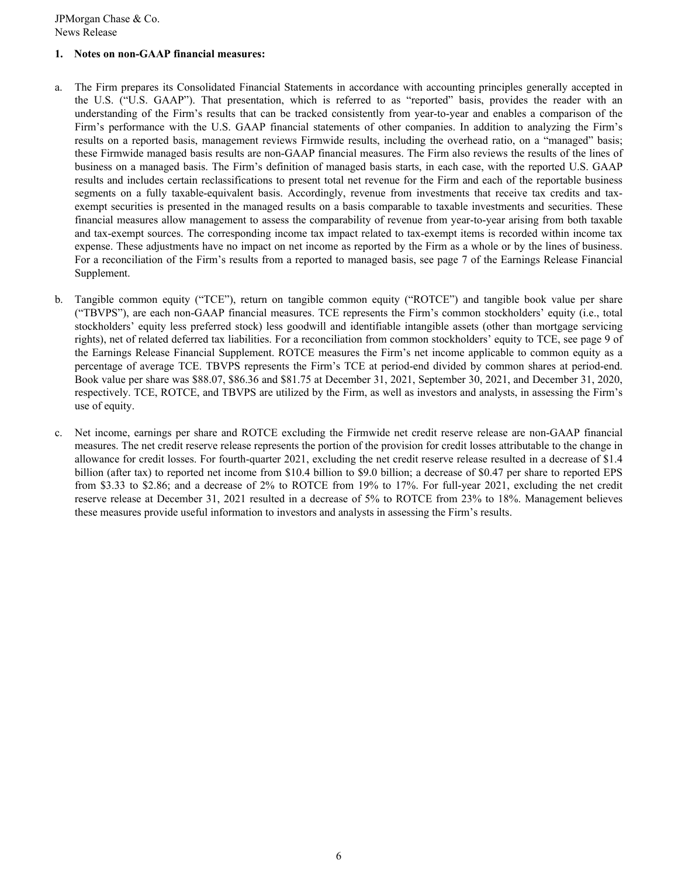**1. Notes on non-GAAP financial measures:**

a. The Firm prepares its Consolidated Financial Statements in accordance with accounting principles generally accepted in the U.S. ("U.S. GAAP"). That presentation, which is referred to as "reported" basis, provides the reader with an understanding of the Firm's results that can be tracked consistently from year-to-year and enables a comparison of the Firm's performance with the U.S. GAAP financial statements of other companies. In addition to analyzing the Firm's results on a reported basis, management reviews Firmwide results, including the overhead ratio, on a "managed" basis; these Firmwide managed basis results are non-GAAP financial measures. The Firm also reviews the results of the lines of business on a managed basis. The Firm's definition of managed basis starts, in each case, with the reported U.S. GAAP results and includes certain reclassifications to present total net revenue for the Firm and each of the reportable business segments on a fully taxable-equivalent basis. Accordingly, revenue from investments that receive tax credits and tax-exempt securities is presented in the managed results on a basis comparable to taxable investments and securities. These financial measures allow management to assess the comparability of revenue from year-to-year arising from both taxable and tax-exempt sources. The corresponding income tax impact related to tax-exempt items is recorded within income tax expense. These adjustments have no impact on net income as reported by the Firm as a whole or by the lines of business. For a reconciliation of the Firm's results from a reported to managed basis, see page 7 of the Earnings Release Financial Supplement.

b. Tangible common equity ("TCE"), return on tangible common equity ("ROTCE") and tangible book value per share ("TBVPS"), are each non-GAAP financial measures. TCE represents the Firm's common stockholders' equity (i.e., total stockholders' equity less preferred stock) less goodwill and identifiable intangible assets (other than mortgage servicing rights), net of related deferred tax liabilities. For a reconciliation from common stockholders' equity to TCE, see page 9 of the Earnings Release Financial Supplement. ROTCE measures the Firm's net income applicable to common equity as a percentage of average TCE. TBVPS represents the Firm's TCE at period-end divided by common shares at period-end. Book value per share was $88.07, $86.36 and $81.75 at December 31, 2021, September 30, 2021, and December 31, 2020, respectively. TCE, ROTCE, and TBVPS are utilized by the Firm, as well as investors and analysts, in assessing the Firm's use of equity.

c. Net income, earnings per share and ROTCE excluding the Firmwide net credit reserve release are non-GAAP financial measures. The net credit reserve release represents the portion of the provision for credit losses attributable to the change in allowance for credit losses. For fourth-quarter 2021, excluding the net credit reserve release resulted in a decrease of $1.4 billion (after tax) to reported net income from $10.4 billion to $9.0 billion; a decrease of $0.47 per share to reported EPS from $3.33 to $2.86; and a decrease of 2% to ROTCE from 19% to 17%. For full-year 2021, excluding the net credit reserve release at December 31, 2021 resulted in a decrease of 5% to ROTCE from 23% to 18%. Management believes these measures provide useful information to investors and analysts in assessing the Firm's results.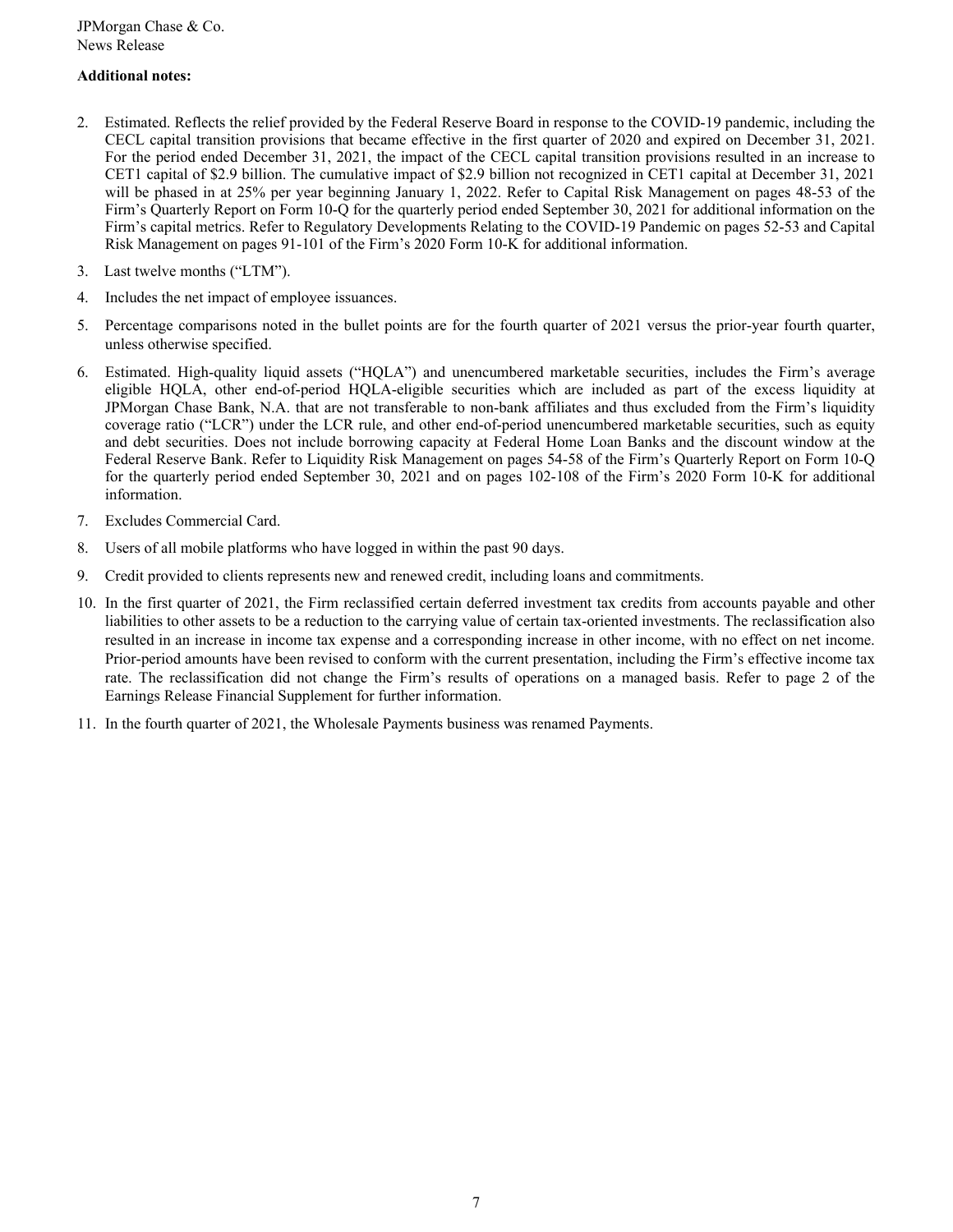**Additional notes:**

2. Estimated. Reflects the relief provided by the Federal Reserve Board in response to the COVID-19 pandemic, including the CECL capital transition provisions that became effective in the first quarter of 2020 and expired on December 31, 2021. For the period ended December 31, 2021, the impact of the CECL capital transition provisions resulted in an increase to CET1 capital of $2.9 billion. The cumulative impact of $2.9 billion not recognized in CET1 capital at December 31, 2021 will be phased in at 25% per year beginning January 1, 2022. Refer to Capital Risk Management on pages 48-53 of the Firm's Quarterly Report on Form 10-Q for the quarterly period ended September 30, 2021 for additional information on the Firm's capital metrics. Refer to Regulatory Developments Relating to the COVID-19 Pandemic on pages 52-53 and Capital Risk Management on pages 91-101 of the Firm's 2020 Form 10-K for additional information.
3. Last twelve months ("LTM").
4. Includes the net impact of employee issuances.
5. Percentage comparisons noted in the bullet points are for the fourth quarter of 2021 versus the prior-year fourth quarter, unless otherwise specified.
6. Estimated. High-quality liquid assets ("HQLA") and unencumbered marketable securities, includes the Firm's average eligible HQLA, other end-of-period HQLA-eligible securities which are included as part of the excess liquidity at JPMorgan Chase Bank, N.A. that are not transferable to non-bank affiliates and thus excluded from the Firm's liquidity coverage ratio ("LCR") under the LCR rule, and other end-of-period unencumbered marketable securities, such as equity and debt securities. Does not include borrowing capacity at Federal Home Loan Banks and the discount window at the Federal Reserve Bank. Refer to Liquidity Risk Management on pages 54-58 of the Firm's Quarterly Report on Form 10-Q for the quarterly period ended September 30, 2021 and on pages 102-108 of the Firm's 2020 Form 10-K for additional information.
7. Excludes Commercial Card.
8. Users of all mobile platforms who have logged in within the past 90 days.
9. Credit provided to clients represents new and renewed credit, including loans and commitments.
10. In the first quarter of 2021, the Firm reclassified certain deferred investment tax credits from accounts payable and other liabilities to other assets to be a reduction to the carrying value of certain tax-oriented investments. The reclassification also resulted in an increase in income tax expense and a corresponding increase in other income, with no effect on net income. Prior-period amounts have been revised to conform with the current presentation, including the Firm's effective income tax rate. The reclassification did not change the Firm's results of operations on a managed basis. Refer to page 2 of the Earnings Release Financial Supplement for further information.
11. In the fourth quarter of 2021, the Wholesale Payments business was renamed Payments.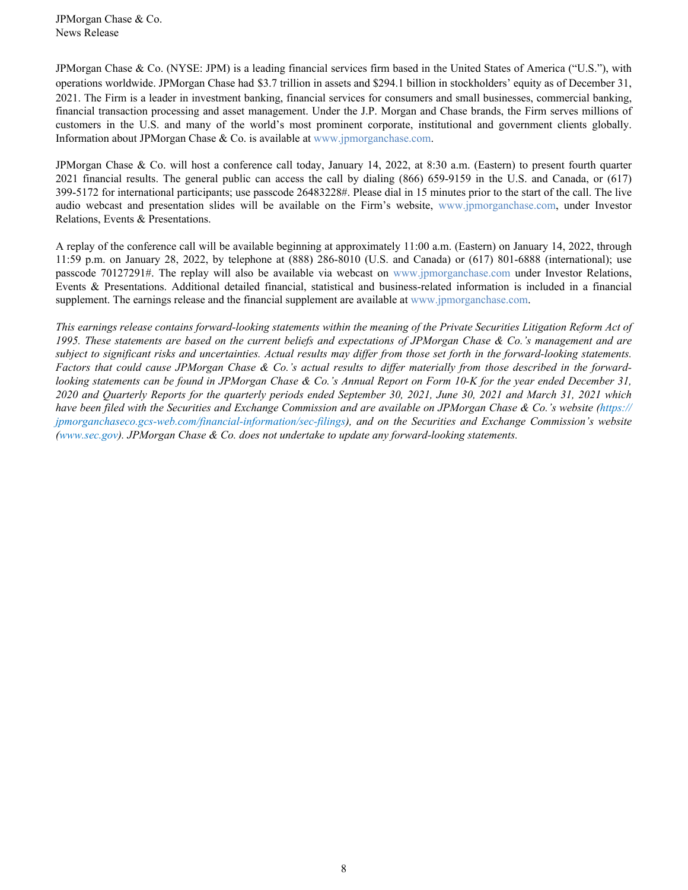JPMorgan Chase & Co.
News Release

JPMorgan Chase & Co. (NYSE: JPM) is a leading financial services firm based in the United States of America ("U.S."), with operations worldwide. JPMorgan Chase had $3.7 trillion in assets and $294.1 billion in stockholders' equity as of December 31, 2021. The Firm is a leader in investment banking, financial services for consumers and small businesses, commercial banking, financial transaction processing and asset management. Under the J.P. Morgan and Chase brands, the Firm serves millions of customers in the U.S. and many of the world's most prominent corporate, institutional and government clients globally. Information about JPMorgan Chase & Co. is available at www.jpmorganchase.com.

JPMorgan Chase & Co. will host a conference call today, January 14, 2022, at 8:30 a.m. (Eastern) to present fourth quarter 2021 financial results. The general public can access the call by dialing (866) 659-9159 in the U.S. and Canada, or (617) 399-5172 for international participants; use passcode 26483228#. Please dial in 15 minutes prior to the start of the call. The live audio webcast and presentation slides will be available on the Firm's website, www.jpmorganchase.com, under Investor Relations, Events & Presentations.

A replay of the conference call will be available beginning at approximately 11:00 a.m. (Eastern) on January 14, 2022, through 11:59 p.m. on January 28, 2022, by telephone at (888) 286-8010 (U.S. and Canada) or (617) 801-6888 (international); use passcode 70127291#. The replay will also be available via webcast on www.jpmorganchase.com under Investor Relations, Events & Presentations. Additional detailed financial, statistical and business-related information is included in a financial supplement. The earnings release and the financial supplement are available at www.jpmorganchase.com.

*This earnings release contains forward-looking statements within the meaning of the Private Securities Litigation Reform Act of 1995. These statements are based on the current beliefs and expectations of JPMorgan Chase & Co.'s management and are subject to significant risks and uncertainties. Actual results may differ from those set forth in the forward-looking statements. Factors that could cause JPMorgan Chase & Co.'s actual results to differ materially from those described in the forward-looking statements can be found in JPMorgan Chase & Co.'s Annual Report on Form 10-K for the year ended December 31, 2020 and Quarterly Reports for the quarterly periods ended September 30, 2021, June 30, 2021 and March 31, 2021 which have been filed with the Securities and Exchange Commission and are available on JPMorgan Chase & Co.'s website (https://jpmorganchaseco.gcs-web.com/financial-information/sec-filings), and on the Securities and Exchange Commission's website (www.sec.gov). JPMorgan Chase & Co. does not undertake to update any forward-looking statements.*